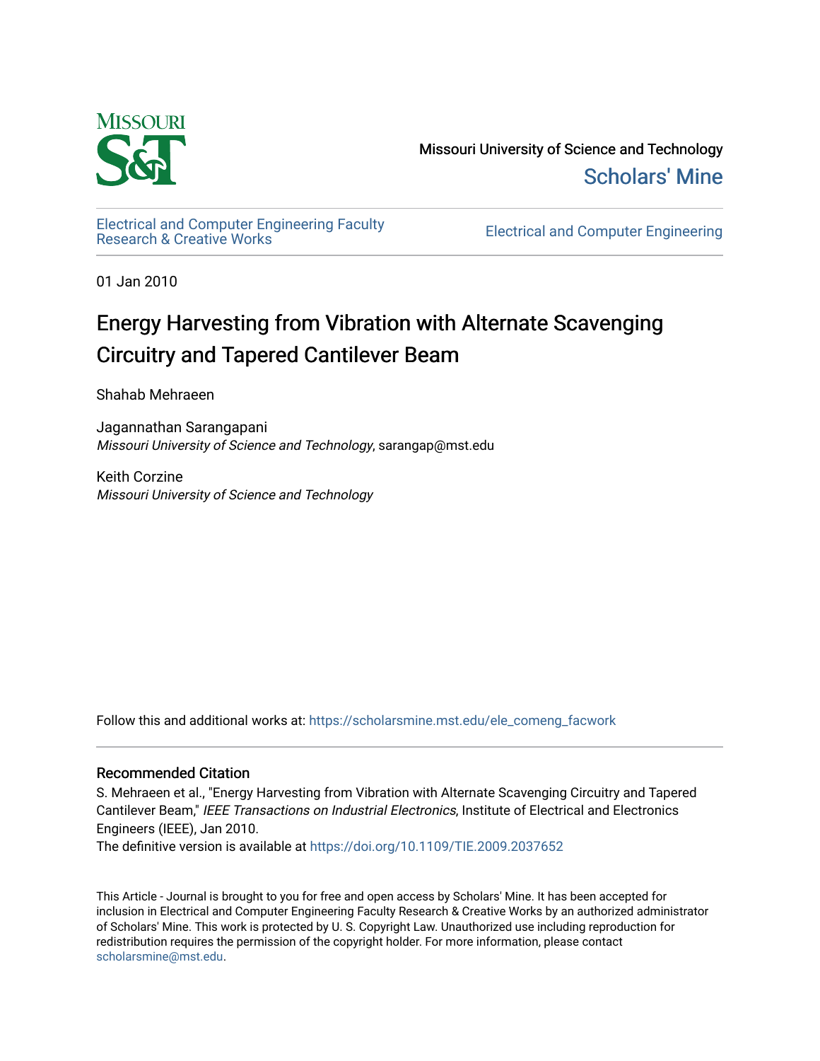Missouri University of Science and Technology

Scholars' Mine

Electrical and Computer Engineering Faculty Research & Creative Works

Electrical and Computer Engineering

01 Jan 2010

# Energy Harvesting from Vibration with Alternate Scavenging Circuitry and Tapered Cantilever Beam

Shahab Mehraeen

Jagannathan Sarangapani
*Missouri University of Science and Technology*, sarangap@mst.edu

Keith Corzine
*Missouri University of Science and Technology*

Follow this and additional works at: https://scholarsmine.mst.edu/ele_comeng_facwork

## Recommended Citation

S. Mehraeen et al., "Energy Harvesting from Vibration with Alternate Scavenging Circuitry and Tapered Cantilever Beam," *IEEE Transactions on Industrial Electronics*, Institute of Electrical and Electronics Engineers (IEEE), Jan 2010.

The definitive version is available at https://doi.org/10.1109/TIE.2009.2037652

This Article - Journal is brought to you for free and open access by Scholars' Mine. It has been accepted for inclusion in Electrical and Computer Engineering Faculty Research & Creative Works by an authorized administrator of Scholars' Mine. This work is protected by U. S. Copyright Law. Unauthorized use including reproduction for redistribution requires the permission of the copyright holder. For more information, please contact scholarsmine@mst.edu.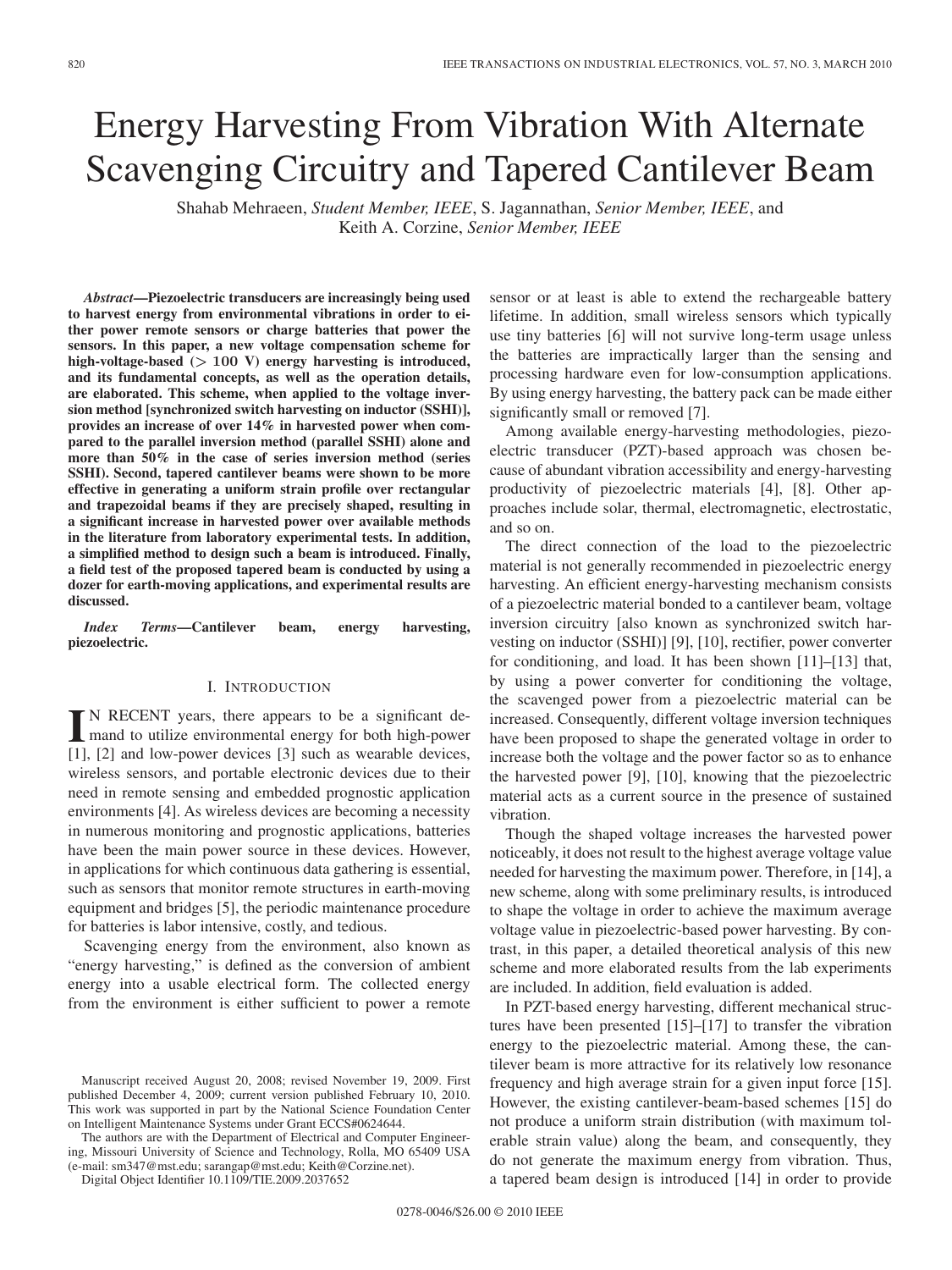# Energy Harvesting From Vibration With Alternate Scavenging Circuitry and Tapered Cantilever Beam

Shahab Mehraeen, *Student Member, IEEE*, S. Jagannathan, *Senior Member, IEEE*, and Keith A. Corzine, *Senior Member, IEEE*

***Abstract*—Piezoelectric transducers are increasingly being used to harvest energy from environmental vibrations in order to either power remote sensors or charge batteries that power the sensors. In this paper, a new voltage compensation scheme for high-voltage-based (> 100 V) energy harvesting is introduced, and its fundamental concepts, as well as the operation details, are elaborated. This scheme, when applied to the voltage inversion method [synchronized switch harvesting on inductor (SSHI)], provides an increase of over 14% in harvested power when compared to the parallel inversion method (parallel SSHI) alone and more than 50% in the case of series inversion method (series SSHI). Second, tapered cantilever beams were shown to be more effective in generating a uniform strain profile over rectangular and trapezoidal beams if they are precisely shaped, resulting in a significant increase in harvested power over available methods in the literature from laboratory experimental tests. In addition, a simplified method to design such a beam is introduced. Finally, a field test of the proposed tapered beam is conducted by using a dozer for earth-moving applications, and experimental results are discussed.**

***Index Terms*—Cantilever beam, energy harvesting, piezoelectric.**

## I. Introduction

In recent years, there appears to be a significant demand to utilize environmental energy for both high-power [1], [2] and low-power devices [3] such as wearable devices, wireless sensors, and portable electronic devices due to their need in remote sensing and embedded prognostic application environments [4]. As wireless devices are becoming a necessity in numerous monitoring and prognostic applications, batteries have been the main power source in these devices. However, in applications for which continuous data gathering is essential, such as sensors that monitor remote structures in earth-moving equipment and bridges [5], the periodic maintenance procedure for batteries is labor intensive, costly, and tedious.

Scavenging energy from the environment, also known as "energy harvesting," is defined as the conversion of ambient energy into a usable electrical form. The collected energy from the environment is either sufficient to power a remote sensor or at least is able to extend the rechargeable battery lifetime. In addition, small wireless sensors which typically use tiny batteries [6] will not survive long-term usage unless the batteries are impractically larger than the sensing and processing hardware even for low-consumption applications. By using energy harvesting, the battery pack can be made either significantly small or removed [7].

Among available energy-harvesting methodologies, piezoelectric transducer (PZT)-based approach was chosen because of abundant vibration accessibility and energy-harvesting productivity of piezoelectric materials [4], [8]. Other approaches include solar, thermal, electromagnetic, electrostatic, and so on.

The direct connection of the load to the piezoelectric material is not generally recommended in piezoelectric energy harvesting. An efficient energy-harvesting mechanism consists of a piezoelectric material bonded to a cantilever beam, voltage inversion circuitry [also known as synchronized switch harvesting on inductor (SSHI)] [9], [10], rectifier, power converter for conditioning, and load. It has been shown [11]–[13] that, by using a power converter for conditioning the voltage, the scavenged power from a piezoelectric material can be increased. Consequently, different voltage inversion techniques have been proposed to shape the generated voltage in order to increase both the voltage and the power factor so as to enhance the harvested power [9], [10], knowing that the piezoelectric material acts as a current source in the presence of sustained vibration.

Though the shaped voltage increases the harvested power noticeably, it does not result to the highest average voltage value needed for harvesting the maximum power. Therefore, in [14], a new scheme, along with some preliminary results, is introduced to shape the voltage in order to achieve the maximum average voltage value in piezoelectric-based power harvesting. By contrast, in this paper, a detailed theoretical analysis of this new scheme and more elaborated results from the lab experiments are included. In addition, field evaluation is added.

In PZT-based energy harvesting, different mechanical structures have been presented [15]–[17] to transfer the vibration energy to the piezoelectric material. Among these, the cantilever beam is more attractive for its relatively low resonance frequency and high average strain for a given input force [15]. However, the existing cantilever-beam-based schemes [15] do not produce a uniform strain distribution (with maximum tolerable strain value) along the beam, and consequently, they do not generate the maximum energy from vibration. Thus, a tapered beam design is introduced [14] in order to provide

Manuscript received August 20, 2008; revised November 19, 2009. First published December 4, 2009; current version published February 10, 2010. This work was supported in part by the National Science Foundation Center on Intelligent Maintenance Systems under Grant ECCS#0624644.

The authors are with the Department of Electrical and Computer Engineering, Missouri University of Science and Technology, Rolla, MO 65409 USA (e-mail: sm347@mst.edu; sarangap@mst.edu; Keith@Corzine.net).

Digital Object Identifier 10.1109/TIE.2009.2037652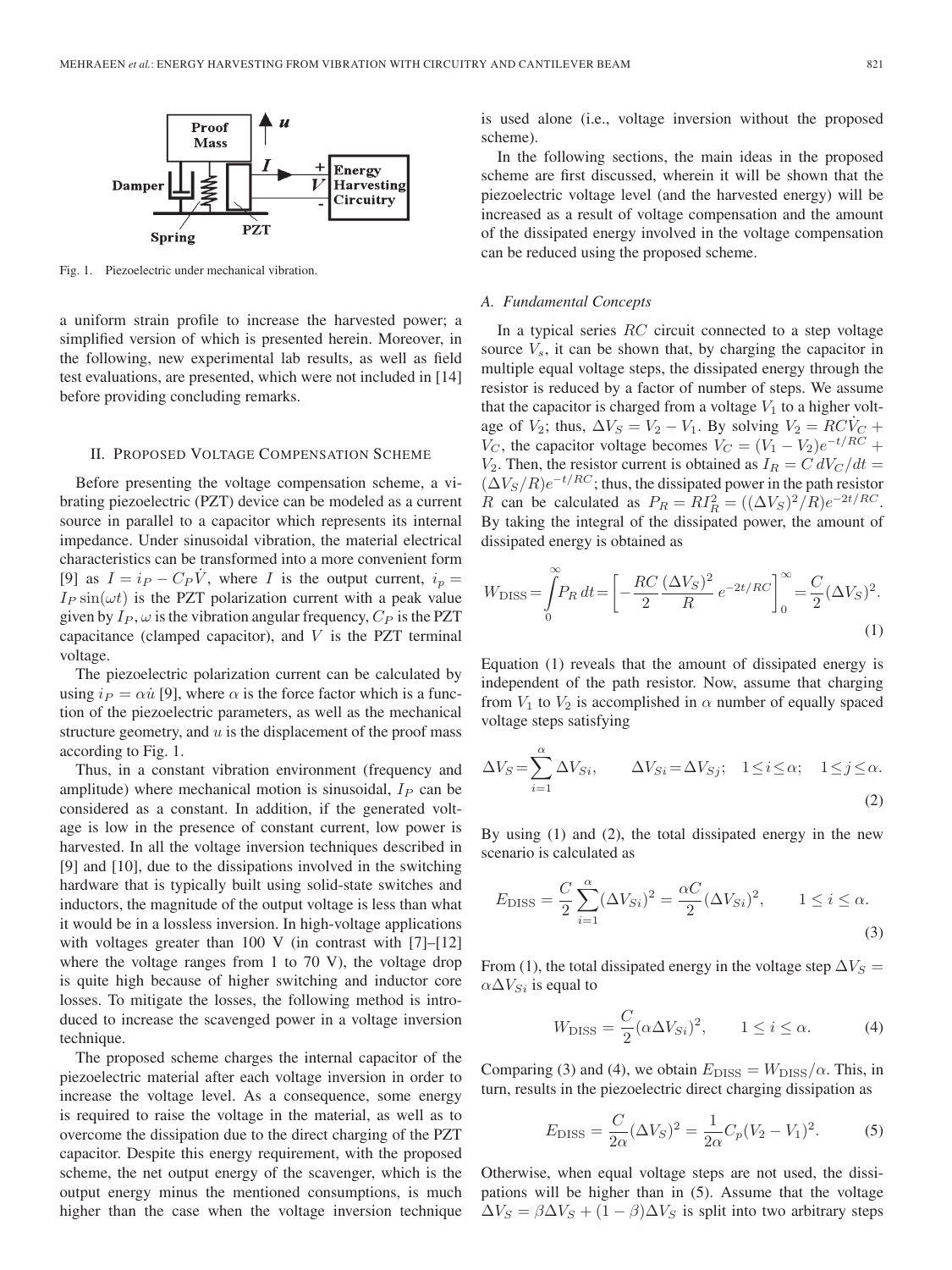Fig. 1. Piezoelectric under mechanical vibration.

a uniform strain profile to increase the harvested power; a simplified version of which is presented herein. Moreover, in the following, new experimental lab results, as well as field test evaluations, are presented, which were not included in [14] before providing concluding remarks.

## II. Proposed Voltage Compensation Scheme

Before presenting the voltage compensation scheme, a vibrating piezoelectric (PZT) device can be modeled as a current source in parallel to a capacitor which represents its internal impedance. Under sinusoidal vibration, the material electrical characteristics can be transformed into a more convenient form [9] as $I = i_P - C_P\dot{V}$, where $I$ is the output current, $i_p = I_P \sin(\omega t)$ is the PZT polarization current with a peak value given by $I_P$, $\omega$ is the vibration angular frequency, $C_P$ is the PZT capacitance (clamped capacitor), and $V$ is the PZT terminal voltage.

The piezoelectric polarization current can be calculated by using $i_P = \alpha\dot{u}$ [9], where $\alpha$ is the force factor which is a function of the piezoelectric parameters, as well as the mechanical structure geometry, and $u$ is the displacement of the proof mass according to Fig. 1.

Thus, in a constant vibration environment (frequency and amplitude) where mechanical motion is sinusoidal, $I_P$ can be considered as a constant. In addition, if the generated voltage is low in the presence of constant current, low power is harvested. In all the voltage inversion techniques described in [9] and [10], due to the dissipations involved in the switching hardware that is typically built using solid-state switches and inductors, the magnitude of the output voltage is less than what it would be in a lossless inversion. In high-voltage applications with voltages greater than 100 V (in contrast with [7]–[12] where the voltage ranges from 1 to 70 V), the voltage drop is quite high because of higher switching and inductor core losses. To mitigate the losses, the following method is introduced to increase the scavenged power in a voltage inversion technique.

The proposed scheme charges the internal capacitor of the piezoelectric material after each voltage inversion in order to increase the voltage level. As a consequence, some energy is required to raise the voltage in the material, as well as to overcome the dissipation due to the direct charging of the PZT capacitor. Despite this energy requirement, with the proposed scheme, the net output energy of the scavenger, which is the output energy minus the mentioned consumptions, is much higher than the case when the voltage inversion technique is used alone (i.e., voltage inversion without the proposed scheme).

In the following sections, the main ideas in the proposed scheme are first discussed, wherein it will be shown that the piezoelectric voltage level (and the harvested energy) will be increased as a result of voltage compensation and the amount of the dissipated energy involved in the voltage compensation can be reduced using the proposed scheme.

### A. Fundamental Concepts

In a typical series $RC$ circuit connected to a step voltage source $V_s$, it can be shown that, by charging the capacitor in multiple equal voltage steps, the dissipated energy through the resistor is reduced by a factor of number of steps. We assume that the capacitor is charged from a voltage $V_1$ to a higher voltage of $V_2$; thus, $\Delta V_S = V_2 - V_1$. By solving $V_2 = RC\dot{V}_C + V_C$, the capacitor voltage becomes $V_C = (V_1 - V_2)e^{-t/RC} + V_2$. Then, the resistor current is obtained as $I_R = C\,dV_C/dt = (\Delta V_S/R)e^{-t/RC}$; thus, the dissipated power in the path resistor $R$ can be calculated as $P_R = RI_R^2 = ((\Delta V_S)^2/R)e^{-2t/RC}$. By taking the integral of the dissipated power, the amount of dissipated energy is obtained as

$$W_{\mathrm{DISS}} = \int_0^\infty P_R\,dt = \left[-\frac{RC}{2}\frac{(\Delta V_S)^2}{R}e^{-2t/RC}\right]_0^\infty = \frac{C}{2}(\Delta V_S)^2. \tag{1}$$

Equation (1) reveals that the amount of dissipated energy is independent of the path resistor. Now, assume that charging from $V_1$ to $V_2$ is accomplished in $\alpha$ number of equally spaced voltage steps satisfying

$$\Delta V_S = \sum_{i=1}^{\alpha}\Delta V_{Si}, \qquad \Delta V_{Si} = \Delta V_{Sj}; \quad 1 \le i \le \alpha; \quad 1 \le j \le \alpha. \tag{2}$$

By using (1) and (2), the total dissipated energy in the new scenario is calculated as

$$E_{\mathrm{DISS}} = \frac{C}{2}\sum_{i=1}^{\alpha}(\Delta V_{Si})^2 = \frac{\alpha C}{2}(\Delta V_{Si})^2, \qquad 1 \le i \le \alpha. \tag{3}$$

From (1), the total dissipated energy in the voltage step $\Delta V_S = \alpha \Delta V_{Si}$ is equal to

$$W_{\mathrm{DISS}} = \frac{C}{2}(\alpha \Delta V_{Si})^2, \qquad 1 \le i \le \alpha. \tag{4}$$

Comparing (3) and (4), we obtain $E_{\mathrm{DISS}} = W_{\mathrm{DISS}}/\alpha$. This, in turn, results in the piezoelectric direct charging dissipation as

$$E_{\mathrm{DISS}} = \frac{C}{2\alpha}(\Delta V_S)^2 = \frac{1}{2\alpha}C_p(V_2 - V_1)^2. \tag{5}$$

Otherwise, when equal voltage steps are not used, the dissipations will be higher than in (5). Assume that the voltage $\Delta V_S = \beta\Delta V_S + (1-\beta)\Delta V_S$ is split into two arbitrary steps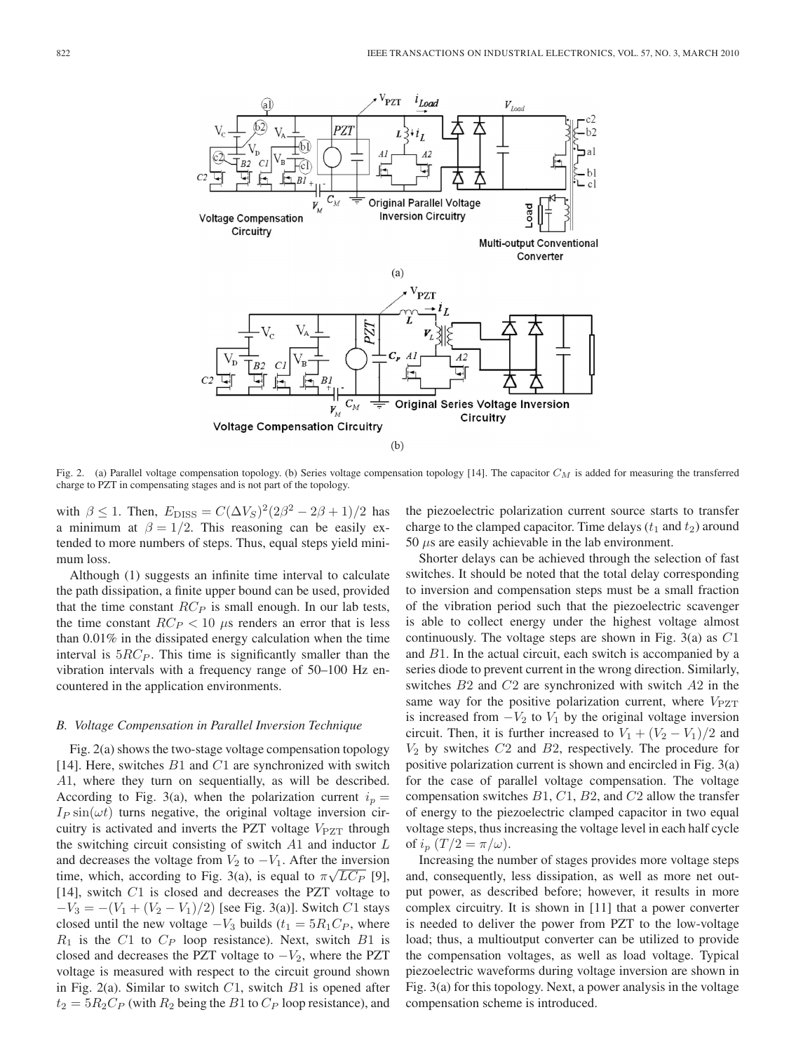Fig. 2. (a) Parallel voltage compensation topology. (b) Series voltage compensation topology [14]. The capacitor $C_M$ is added for measuring the transferred charge to PZT in compensating stages and is not part of the topology.

with $\beta \leq 1$. Then, $E_{\text{DISS}} = C(\Delta V_S)^2(2\beta^2 - 2\beta + 1)/2$ has a minimum at $\beta = 1/2$. This reasoning can be easily extended to more numbers of steps. Thus, equal steps yield minimum loss.

Although (1) suggests an infinite time interval to calculate the path dissipation, a finite upper bound can be used, provided that the time constant $RC_P$ is small enough. In our lab tests, the time constant $RC_P < 10\ \mu$s renders an error that is less than 0.01% in the dissipated energy calculation when the time interval is $5RC_P$. This time is significantly smaller than the vibration intervals with a frequency range of 50–100 Hz encountered in the application environments.

### B. Voltage Compensation in Parallel Inversion Technique

Fig. 2(a) shows the two-stage voltage compensation topology [14]. Here, switches $B1$ and $C1$ are synchronized with switch $A1$, where they turn on sequentially, as will be described. According to Fig. 3(a), when the polarization current $i_p = I_P \sin(\omega t)$ turns negative, the original voltage inversion circuitry is activated and inverts the PZT voltage $V_{\text{PZT}}$ through the switching circuit consisting of switch $A1$ and inductor $L$ and decreases the voltage from $V_2$ to $-V_1$. After the inversion time, which, according to Fig. 3(a), is equal to $\pi\sqrt{LC_P}$ [9], [14], switch $C1$ is closed and decreases the PZT voltage to $-V_3 = -(V_1 + (V_2 - V_1)/2)$ [see Fig. 3(a)]. Switch $C1$ stays closed until the new voltage $-V_3$ builds ($t_1 = 5R_1C_P$, where $R_1$ is the $C1$ to $C_P$ loop resistance). Next, switch $B1$ is closed and decreases the PZT voltage to $-V_2$, where the PZT voltage is measured with respect to the circuit ground shown in Fig. 2(a). Similar to switch $C1$, switch $B1$ is opened after $t_2 = 5R_2C_P$ (with $R_2$ being the $B1$ to $C_P$ loop resistance), and the piezoelectric polarization current source starts to transfer charge to the clamped capacitor. Time delays ($t_1$ and $t_2$) around 50 $\mu$s are easily achievable in the lab environment.

Shorter delays can be achieved through the selection of fast switches. It should be noted that the total delay corresponding to inversion and compensation steps must be a small fraction of the vibration period such that the piezoelectric scavenger is able to collect energy under the highest voltage almost continuously. The voltage steps are shown in Fig. 3(a) as $C1$ and $B1$. In the actual circuit, each switch is accompanied by a series diode to prevent current in the wrong direction. Similarly, switches $B2$ and $C2$ are synchronized with switch $A2$ in the same way for the positive polarization current, where $V_{\text{PZT}}$ is increased from $-V_2$ to $V_1$ by the original voltage inversion circuit. Then, it is further increased to $V_1 + (V_2 - V_1)/2$ and $V_2$ by switches $C2$ and $B2$, respectively. The procedure for positive polarization current is shown and encircled in Fig. 3(a) for the case of parallel voltage compensation. The voltage compensation switches $B1$, $C1$, $B2$, and $C2$ allow the transfer of energy to the piezoelectric clamped capacitor in two equal voltage steps, thus increasing the voltage level in each half cycle of $i_p$ ($T/2 = \pi/\omega$).

Increasing the number of stages provides more voltage steps and, consequently, less dissipation, as well as more net output power, as described before; however, it results in more complex circuitry. It is shown in [11] that a power converter is needed to deliver the power from PZT to the low-voltage load; thus, a multioutput converter can be utilized to provide the compensation voltages, as well as load voltage. Typical piezoelectric waveforms during voltage inversion are shown in Fig. 3(a) for this topology. Next, a power analysis in the voltage compensation scheme is introduced.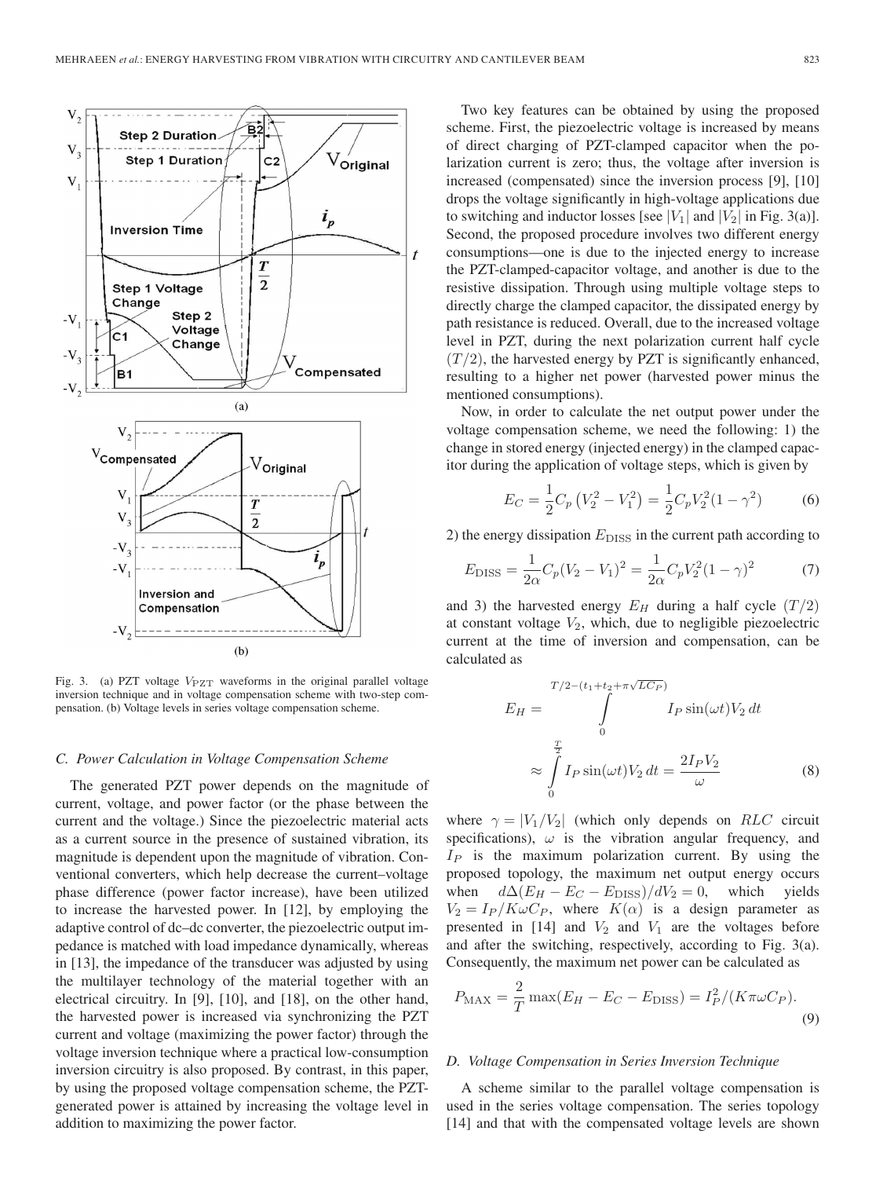Fig. 3. (a) PZT voltage $V_{\mathrm{PZT}}$ waveforms in the original parallel voltage inversion technique and in voltage compensation scheme with two-step compensation. (b) Voltage levels in series voltage compensation scheme.

### C. Power Calculation in Voltage Compensation Scheme

The generated PZT power depends on the magnitude of current, voltage, and power factor (or the phase between the current and the voltage.) Since the piezoelectric material acts as a current source in the presence of sustained vibration, its magnitude is dependent upon the magnitude of vibration. Conventional converters, which help decrease the current–voltage phase difference (power factor increase), have been utilized to increase the harvested power. In [12], by employing the adaptive control of dc–dc converter, the piezoelectric output impedance is matched with load impedance dynamically, whereas in [13], the impedance of the transducer was adjusted by using the multilayer technology of the material together with an electrical circuitry. In [9], [10], and [18], on the other hand, the harvested power is increased via synchronizing the PZT current and voltage (maximizing the power factor) through the voltage inversion technique where a practical low-consumption inversion circuitry is also proposed. By contrast, in this paper, by using the proposed voltage compensation scheme, the PZT-generated power is attained by increasing the voltage level in addition to maximizing the power factor.

Two key features can be obtained by using the proposed scheme. First, the piezoelectric voltage is increased by means of direct charging of PZT-clamped capacitor when the polarization current is zero; thus, the voltage after inversion is increased (compensated) since the inversion process [9], [10] drops the voltage significantly in high-voltage applications due to switching and inductor losses [see $|V_1|$ and $|V_2|$ in Fig. 3(a)]. Second, the proposed procedure involves two different energy consumptions—one is due to the injected energy to increase the PZT-clamped-capacitor voltage, and another is due to the resistive dissipation. Through using multiple voltage steps to directly charge the clamped capacitor, the dissipated energy by path resistance is reduced. Overall, due to the increased voltage level in PZT, during the next polarization current half cycle $(T/2)$, the harvested energy by PZT is significantly enhanced, resulting to a higher net power (harvested power minus the mentioned consumptions).

Now, in order to calculate the net output power under the voltage compensation scheme, we need the following: 1) the change in stored energy (injected energy) in the clamped capacitor during the application of voltage steps, which is given by

$$E_C = \frac{1}{2}C_p\left(V_2^2 - V_1^2\right) = \frac{1}{2}C_p V_2^2(1-\gamma^2) \tag{6}$$

2) the energy dissipation $E_{\mathrm{DISS}}$ in the current path according to

$$E_{\mathrm{DISS}} = \frac{1}{2\alpha}C_p(V_2 - V_1)^2 = \frac{1}{2\alpha}C_p V_2^2(1-\gamma)^2 \tag{7}$$

and 3) the harvested energy $E_H$ during a half cycle $(T/2)$ at constant voltage $V_2$, which, due to negligible piezoelectric current at the time of inversion and compensation, can be calculated as

$$\begin{aligned} E_H &= \int_0^{T/2-(t_1+t_2+\pi\sqrt{LC_P})} I_P \sin(\omega t) V_2 \, dt \\ &\approx \int_0^{\frac{T}{2}} I_P \sin(\omega t) V_2 \, dt = \frac{2 I_P V_2}{\omega} \end{aligned} \tag{8}$$

where $\gamma = |V_1/V_2|$ (which only depends on $RLC$ circuit specifications), $\omega$ is the vibration angular frequency, and $I_P$ is the maximum polarization current. By using the proposed topology, the maximum net output energy occurs when $d\Delta(E_H - E_C - E_{\mathrm{DISS}})/dV_2 = 0$, which yields $V_2 = I_P/K\omega C_P$, where $K(\alpha)$ is a design parameter as presented in [14] and $V_2$ and $V_1$ are the voltages before and after the switching, respectively, according to Fig. 3(a). Consequently, the maximum net power can be calculated as

$$P_{\mathrm{MAX}} = \frac{2}{T}\max(E_H - E_C - E_{\mathrm{DISS}}) = I_P^2/(K\pi\omega C_P). \tag{9}$$

### D. Voltage Compensation in Series Inversion Technique

A scheme similar to the parallel voltage compensation is used in the series voltage compensation. The series topology [14] and that with the compensated voltage levels are shown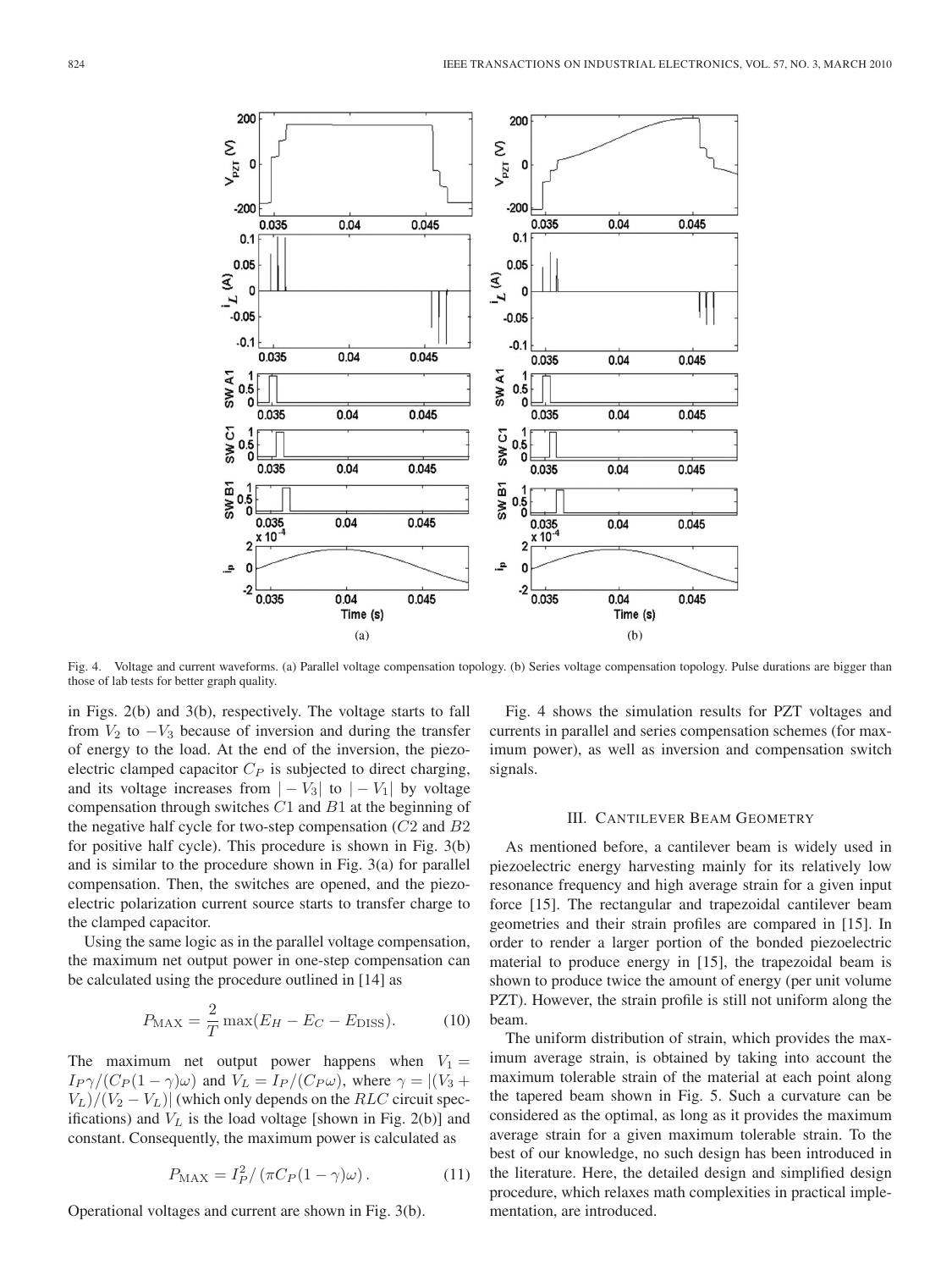Fig. 4. Voltage and current waveforms. (a) Parallel voltage compensation topology. (b) Series voltage compensation topology. Pulse durations are bigger than those of lab tests for better graph quality.

in Figs. 2(b) and 3(b), respectively. The voltage starts to fall from $V_2$ to $-V_3$ because of inversion and during the transfer of energy to the load. At the end of the inversion, the piezoelectric clamped capacitor $C_P$ is subjected to direct charging, and its voltage increases from $|-V_3|$ to $|-V_1|$ by voltage compensation through switches $C1$ and $B1$ at the beginning of the negative half cycle for two-step compensation ($C2$ and $B2$ for positive half cycle). This procedure is shown in Fig. 3(b) and is similar to the procedure shown in Fig. 3(a) for parallel compensation. Then, the switches are opened, and the piezoelectric polarization current source starts to transfer charge to the clamped capacitor.

Using the same logic as in the parallel voltage compensation, the maximum net output power in one-step compensation can be calculated using the procedure outlined in [14] as

$$P_{\mathrm{MAX}} = \frac{2}{T} \max(E_H - E_C - E_{\mathrm{DISS}}). \tag{10}$$

The maximum net output power happens when $V_1 = I_P\gamma/(C_P(1-\gamma)\omega)$ and $V_L = I_P/(C_P\omega)$, where $\gamma = |(V_3 + V_L)/(V_2 - V_L)|$ (which only depends on the $RLC$ circuit specifications) and $V_L$ is the load voltage [shown in Fig. 2(b)] and constant. Consequently, the maximum power is calculated as

$$P_{\mathrm{MAX}} = I_P^2 / (\pi C_P (1-\gamma)\omega). \tag{11}$$

Operational voltages and current are shown in Fig. 3(b).

Fig. 4 shows the simulation results for PZT voltages and currents in parallel and series compensation schemes (for maximum power), as well as inversion and compensation switch signals.

## III. Cantilever Beam Geometry

As mentioned before, a cantilever beam is widely used in piezoelectric energy harvesting mainly for its relatively low resonance frequency and high average strain for a given input force [15]. The rectangular and trapezoidal cantilever beam geometries and their strain profiles are compared in [15]. In order to render a larger portion of the bonded piezoelectric material to produce energy in [15], the trapezoidal beam is shown to produce twice the amount of energy (per unit volume PZT). However, the strain profile is still not uniform along the beam.

The uniform distribution of strain, which provides the maximum average strain, is obtained by taking into account the maximum tolerable strain of the material at each point along the tapered beam shown in Fig. 5. Such a curvature can be considered as the optimal, as long as it provides the maximum average strain for a given maximum tolerable strain. To the best of our knowledge, no such design has been introduced in the literature. Here, the detailed design and simplified design procedure, which relaxes math complexities in practical implementation, are introduced.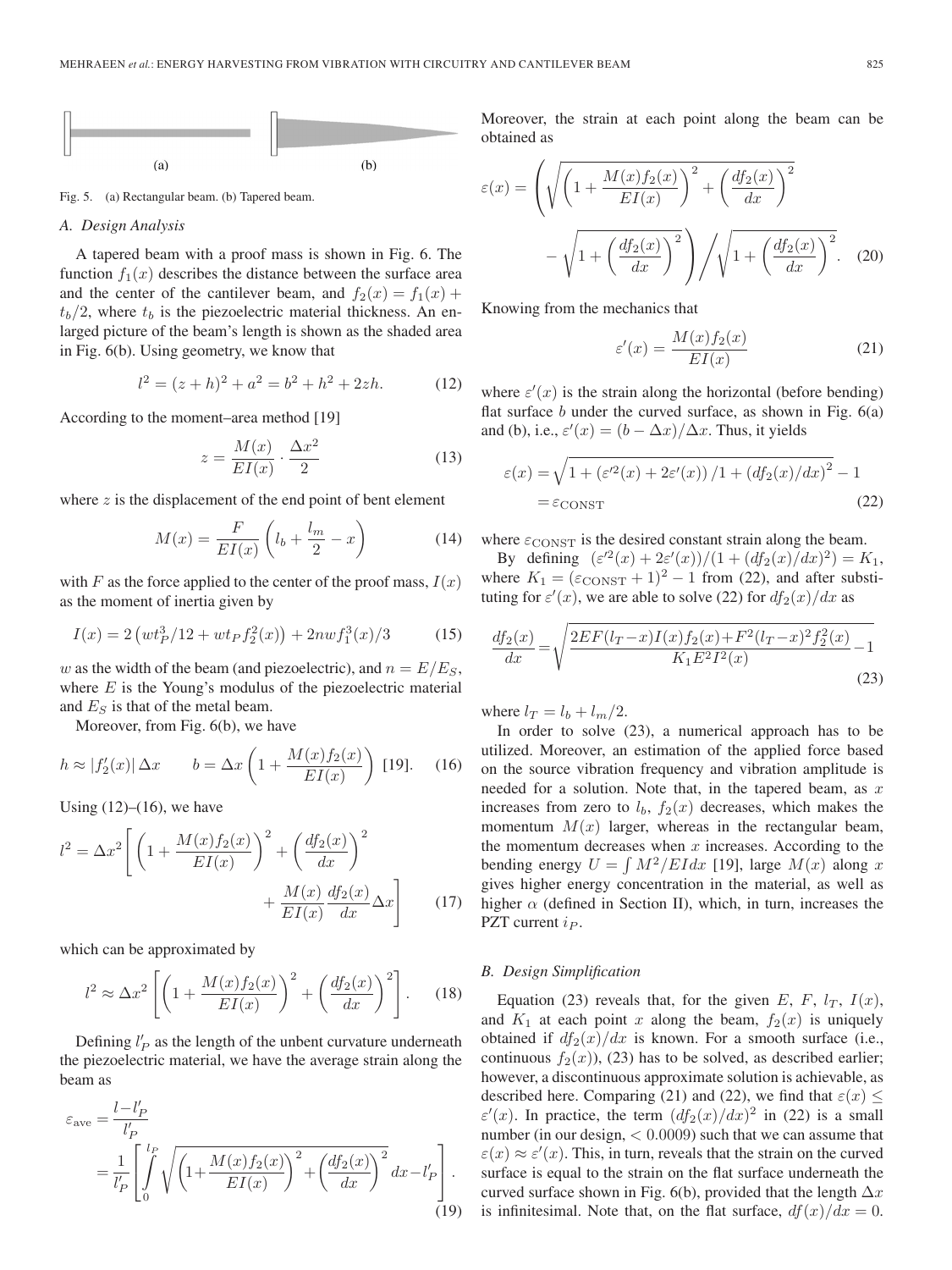(a) (b)

Fig. 5. (a) Rectangular beam. (b) Tapered beam.

### A. Design Analysis

A tapered beam with a proof mass is shown in Fig. 6. The function $f_1(x)$ describes the distance between the surface area and the center of the cantilever beam, and $f_2(x) = f_1(x) + t_b/2$, where $t_b$ is the piezoelectric material thickness. An enlarged picture of the beam's length is shown as the shaded area in Fig. 6(b). Using geometry, we know that

$$l^2 = (z+h)^2 + a^2 = b^2 + h^2 + 2zh. \tag{12}$$

According to the moment–area method [19]

$$z = \frac{M(x)}{EI(x)} \cdot \frac{\Delta x^2}{2} \tag{13}$$

where $z$ is the displacement of the end point of bent element

$$M(x) = \frac{F}{EI(x)}\left(l_b + \frac{l_m}{2} - x\right) \tag{14}$$

with $F$ as the force applied to the center of the proof mass, $I(x)$ as the moment of inertia given by

$$I(x) = 2\left(wt_P^3/12 + wt_P f_2^2(x)\right) + 2nwf_1^3(x)/3 \tag{15}$$

$w$ as the width of the beam (and piezoelectric), and $n = E/E_S$, where $E$ is the Young's modulus of the piezoelectric material and $E_S$ is that of the metal beam.

Moreover, from Fig. 6(b), we have

$$h \approx |f_2'(x)|\,\Delta x \qquad b = \Delta x\left(1 + \frac{M(x)f_2(x)}{EI(x)}\right) \text{ [19]}. \tag{16}$$

Using (12)–(16), we have

$$l^2 = \Delta x^2\left[\left(1 + \frac{M(x)f_2(x)}{EI(x)}\right)^2 + \left(\frac{df_2(x)}{dx}\right)^2 + \frac{M(x)}{EI(x)}\frac{df_2(x)}{dx}\Delta x\right] \tag{17}$$

which can be approximated by

$$l^2 \approx \Delta x^2\left[\left(1 + \frac{M(x)f_2(x)}{EI(x)}\right)^2 + \left(\frac{df_2(x)}{dx}\right)^2\right]. \tag{18}$$

Defining $l_P'$ as the length of the unbent curvature underneath the piezoelectric material, we have the average strain along the beam as

$$\varepsilon_{\text{ave}} = \frac{l - l_P'}{l_P'} = \frac{1}{l_P'}\left[\int_0^{l_P}\sqrt{\left(1 + \frac{M(x)f_2(x)}{EI(x)}\right)^2 + \left(\frac{df_2(x)}{dx}\right)^2}\,dx - l_P'\right]. \tag{19}$$

Moreover, the strain at each point along the beam can be obtained as

$$\varepsilon(x) = \left(\sqrt{\left(1 + \frac{M(x)f_2(x)}{EI(x)}\right)^2 + \left(\frac{df_2(x)}{dx}\right)^2} - \sqrt{1 + \left(\frac{df_2(x)}{dx}\right)^2}\right)\Bigg/\sqrt{1 + \left(\frac{df_2(x)}{dx}\right)^2}. \tag{20}$$

Knowing from the mechanics that

$$\varepsilon'(x) = \frac{M(x)f_2(x)}{EI(x)} \tag{21}$$

where $\varepsilon'(x)$ is the strain along the horizontal (before bending) flat surface $b$ under the curved surface, as shown in Fig. 6(a) and (b), i.e., $\varepsilon'(x) = (b - \Delta x)/\Delta x$. Thus, it yields

$$\varepsilon(x) = \sqrt{1 + \left(\varepsilon'^2(x) + 2\varepsilon'(x)\right)/1 + \left(df_2(x)/dx\right)^2} - 1 = \varepsilon_{\text{CONST}} \tag{22}$$

where $\varepsilon_{\text{CONST}}$ is the desired constant strain along the beam.

By defining $(\varepsilon'^2(x) + 2\varepsilon'(x))/(1 + (df_2(x)/dx)^2) = K_1$, where $K_1 = (\varepsilon_{\text{CONST}} + 1)^2 - 1$ from (22), and after substituting for $\varepsilon'(x)$, we are able to solve (22) for $df_2(x)/dx$ as

$$\frac{df_2(x)}{dx} = \sqrt{\frac{2EF(l_T - x)I(x)f_2(x) + F^2(l_T - x)^2 f_2^2(x)}{K_1 E^2 I^2(x)} - 1} \tag{23}$$

where $l_T = l_b + l_m/2$.

In order to solve (23), a numerical approach has to be utilized. Moreover, an estimation of the applied force based on the source vibration frequency and vibration amplitude is needed for a solution. Note that, in the tapered beam, as $x$ increases from zero to $l_b$, $f_2(x)$ decreases, which makes the momentum $M(x)$ larger, whereas in the rectangular beam, the momentum decreases when $x$ increases. According to the bending energy $U = \int M^2/EIdx$ [19], large $M(x)$ along $x$ gives higher energy concentration in the material, as well as higher $\alpha$ (defined in Section II), which, in turn, increases the PZT current $i_P$.

### B. Design Simplification

Equation (23) reveals that, for the given $E$, $F$, $l_T$, $I(x)$, and $K_1$ at each point $x$ along the beam, $f_2(x)$ is uniquely obtained if $df_2(x)/dx$ is known. For a smooth surface (i.e., continuous $f_2(x)$), (23) has to be solved, as described earlier; however, a discontinuous approximate solution is achievable, as described here. Comparing (21) and (22), we find that $\varepsilon(x) \leq \varepsilon'(x)$. In practice, the term $(df_2(x)/dx)^2$ in (22) is a small number (in our design, $< 0.0009$) such that we can assume that $\varepsilon(x) \approx \varepsilon'(x)$. This, in turn, reveals that the strain on the curved surface is equal to the strain on the flat surface underneath the curved surface shown in Fig. 6(b), provided that the length $\Delta x$ is infinitesimal. Note that, on the flat surface, $df(x)/dx = 0$.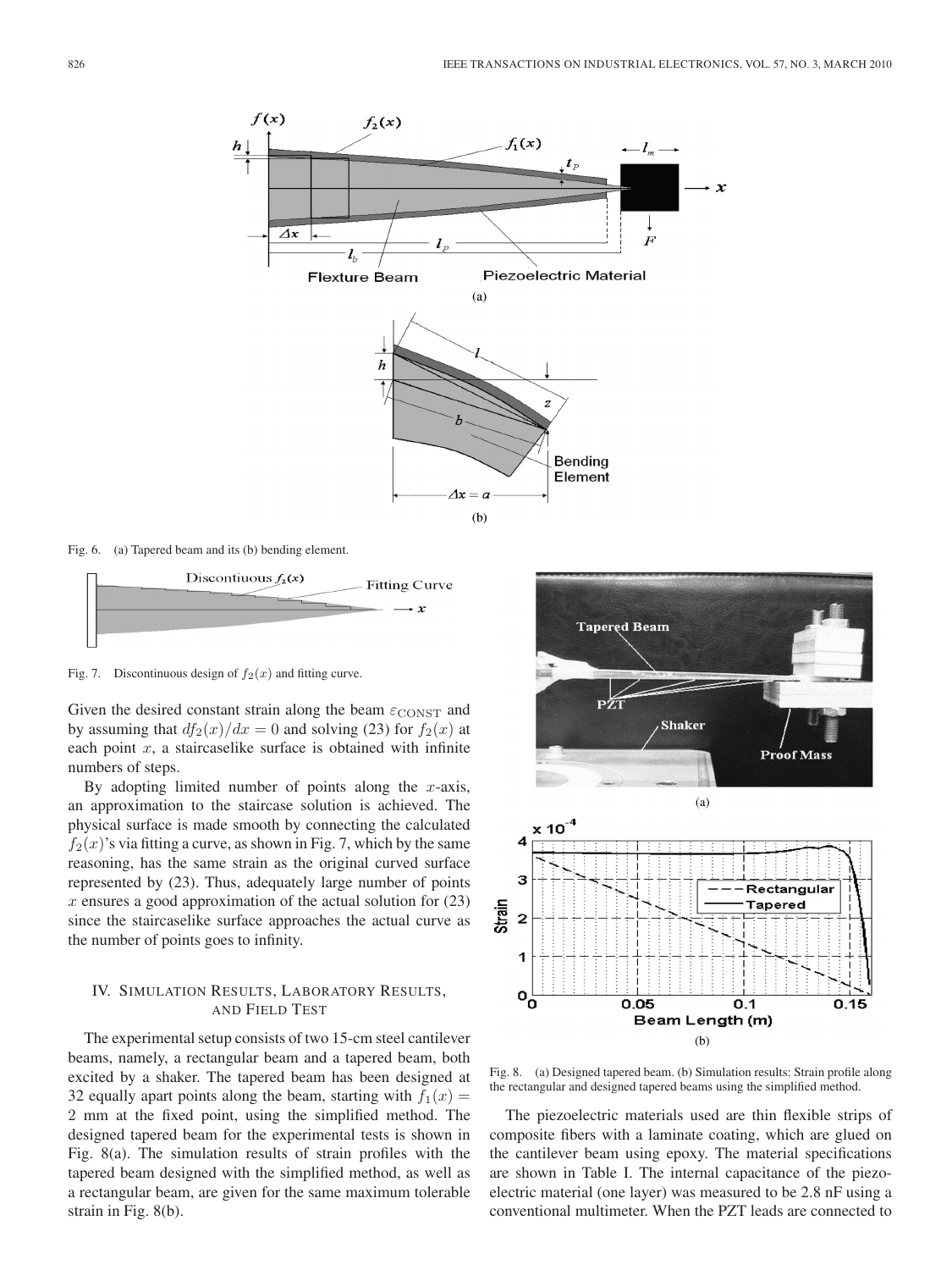Fig. 6. (a) Tapered beam and its (b) bending element.

Fig. 7. Discontinuous design of $f_2(x)$ and fitting curve.

Given the desired constant strain along the beam $\varepsilon_{\mathrm{CONST}}$ and by assuming that $df_2(x)/dx = 0$ and solving (23) for $f_2(x)$ at each point $x$, a staircaselike surface is obtained with infinite numbers of steps.

By adopting limited number of points along the $x$-axis, an approximation to the staircase solution is achieved. The physical surface is made smooth by connecting the calculated $f_2(x)$'s via fitting a curve, as shown in Fig. 7, which by the same reasoning, has the same strain as the original curved surface represented by (23). Thus, adequately large number of points $x$ ensures a good approximation of the actual solution for (23) since the staircaselike surface approaches the actual curve as the number of points goes to infinity.

## IV. Simulation Results, Laboratory Results, and Field Test

The experimental setup consists of two 15-cm steel cantilever beams, namely, a rectangular beam and a tapered beam, both excited by a shaker. The tapered beam has been designed at 32 equally apart points along the beam, starting with $f_1(x) = 2$ mm at the fixed point, using the simplified method. The designed tapered beam for the experimental tests is shown in Fig. 8(a). The simulation results of strain profiles with the tapered beam designed with the simplified method, as well as a rectangular beam, are given for the same maximum tolerable strain in Fig. 8(b).

Fig. 8. (a) Designed tapered beam. (b) Simulation results: Strain profile along the rectangular and designed tapered beams using the simplified method.

The piezoelectric materials used are thin flexible strips of composite fibers with a laminate coating, which are glued on the cantilever beam using epoxy. The material specifications are shown in Table I. The internal capacitance of the piezoelectric material (one layer) was measured to be 2.8 nF using a conventional multimeter. When the PZT leads are connected to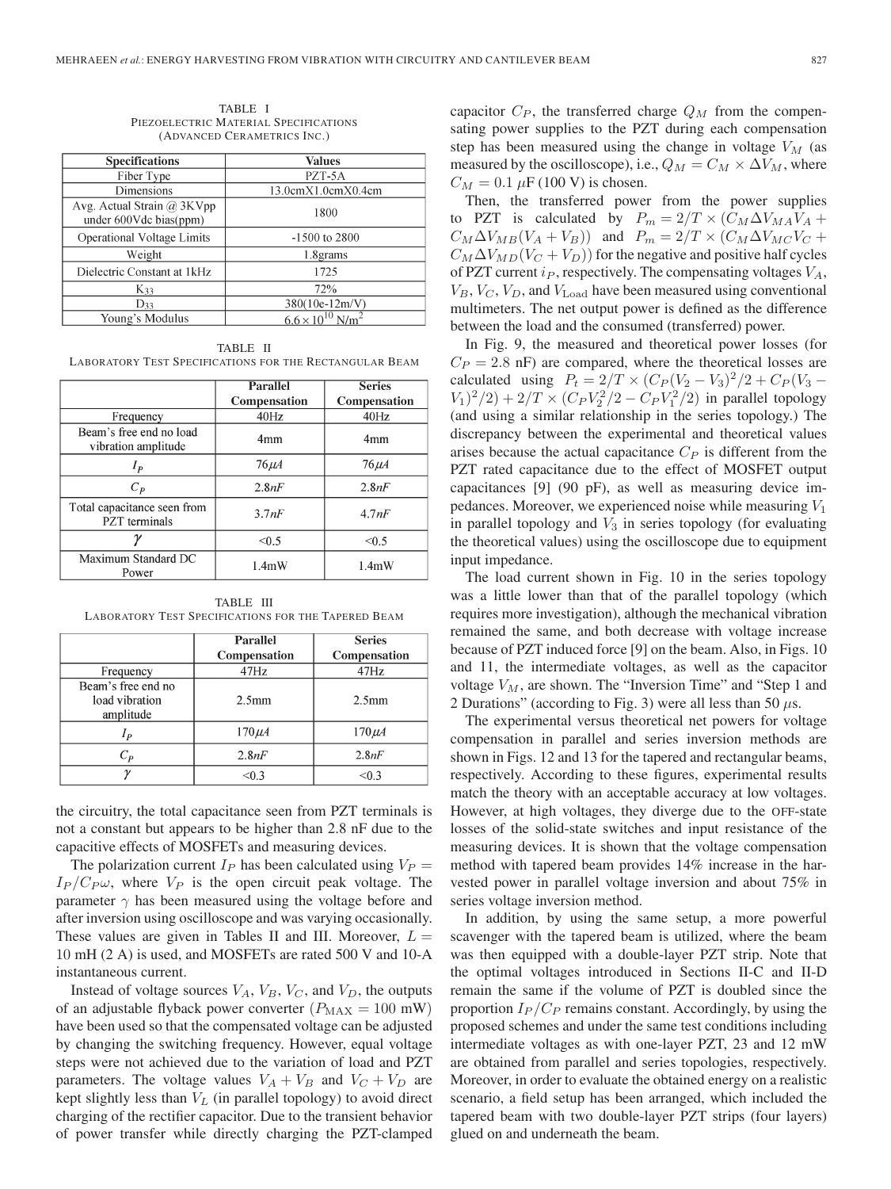TABLE I
PIEZOELECTRIC MATERIAL SPECIFICATIONS
(ADVANCED CERAMETRICS INC.)

| Specifications | Values |
|---|---|
| Fiber Type | PZT-5A |
| Dimensions | 13.0cmX1.0cmX0.4cm |
| Avg. Actual Strain @ 3KVpp under 600Vdc bias(ppm) | 1800 |
| Operational Voltage Limits | -1500 to 2800 |
| Weight | 1.8grams |
| Dielectric Constant at 1kHz | 1725 |
| $K_{33}$ | 72% |
| $D_{33}$ | 380(10e-12m/V) |
| Young's Modulus | $6.6 \times 10^{10}$ N/m$^2$ |

TABLE II
LABORATORY TEST SPECIFICATIONS FOR THE RECTANGULAR BEAM

| | Parallel Compensation | Series Compensation |
|---|---|---|
| Frequency | 40Hz | 40Hz |
| Beam's free end no load vibration amplitude | 4mm | 4mm |
| $I_P$ | $76\mu A$ | $76\mu A$ |
| $C_P$ | $2.8nF$ | $2.8nF$ |
| Total capacitance seen from PZT terminals | $3.7nF$ | $4.7nF$ |
| $\gamma$ | <0.5 | <0.5 |
| Maximum Standard DC Power | 1.4mW | 1.4mW |

TABLE III
LABORATORY TEST SPECIFICATIONS FOR THE TAPERED BEAM

| | Parallel Compensation | Series Compensation |
|---|---|---|
| Frequency | 47Hz | 47Hz |
| Beam's free end no load vibration amplitude | 2.5mm | 2.5mm |
| $I_P$ | $170\mu A$ | $170\mu A$ |
| $C_P$ | $2.8nF$ | $2.8nF$ |
| $\gamma$ | <0.3 | <0.3 |

the circuitry, the total capacitance seen from PZT terminals is not a constant but appears to be higher than 2.8 nF due to the capacitive effects of MOSFETs and measuring devices.

The polarization current $I_P$ has been calculated using $V_P = I_P/C_P\omega$, where $V_P$ is the open circuit peak voltage. The parameter $\gamma$ has been measured using the voltage before and after inversion using oscilloscope and was varying occasionally. These values are given in Tables II and III. Moreover, $L =$ 10 mH (2 A) is used, and MOSFETs are rated 500 V and 10-A instantaneous current.

Instead of voltage sources $V_A$, $V_B$, $V_C$, and $V_D$, the outputs of an adjustable flyback power converter ($P_{\text{MAX}} = 100$ mW) have been used so that the compensated voltage can be adjusted by changing the switching frequency. However, equal voltage steps were not achieved due to the variation of load and PZT parameters. The voltage values $V_A + V_B$ and $V_C + V_D$ are kept slightly less than $V_L$ (in parallel topology) to avoid direct charging of the rectifier capacitor. Due to the transient behavior of power transfer while directly charging the PZT-clamped capacitor $C_P$, the transferred charge $Q_M$ from the compensating power supplies to the PZT during each compensation step has been measured using the change in voltage $V_M$ (as measured by the oscilloscope), i.e., $Q_M = C_M \times \Delta V_M$, where $C_M = 0.1$ $\mu$F (100 V) is chosen.

Then, the transferred power from the power supplies to PZT is calculated by $P_m = 2/T \times (C_M \Delta V_{MA} V_A + C_M \Delta V_{MB}(V_A + V_B))$ and $P_m = 2/T \times (C_M \Delta V_{MC} V_C + C_M \Delta V_{MD}(V_C + V_D))$ for the negative and positive half cycles of PZT current $i_P$, respectively. The compensating voltages $V_A$, $V_B$, $V_C$, $V_D$, and $V_{\text{Load}}$ have been measured using conventional multimeters. The net output power is defined as the difference between the load and the consumed (transferred) power.

In Fig. 9, the measured and theoretical power losses (for $C_P = 2.8$ nF) are compared, where the theoretical losses are calculated using $P_t = 2/T \times (C_P(V_2 - V_3)^2/2 + C_P(V_3 - V_1)^2/2) + 2/T \times (C_P V_2^2/2 - C_P V_1^2/2)$ in parallel topology (and using a similar relationship in the series topology.) The discrepancy between the experimental and theoretical values arises because the actual capacitance $C_P$ is different from the PZT rated capacitance due to the effect of MOSFET output capacitances [9] (90 pF), as well as measuring device impedances. Moreover, we experienced noise while measuring $V_1$ in parallel topology and $V_3$ in series topology (for evaluating the theoretical values) using the oscilloscope due to equipment input impedance.

The load current shown in Fig. 10 in the series topology was a little lower than that of the parallel topology (which requires more investigation), although the mechanical vibration remained the same, and both decrease with voltage increase because of PZT induced force [9] on the beam. Also, in Figs. 10 and 11, the intermediate voltages, as well as the capacitor voltage $V_M$, are shown. The "Inversion Time" and "Step 1 and 2 Durations" (according to Fig. 3) were all less than 50 $\mu$s.

The experimental versus theoretical net powers for voltage compensation in parallel and series inversion methods are shown in Figs. 12 and 13 for the tapered and rectangular beams, respectively. According to these figures, experimental results match the theory with an acceptable accuracy at low voltages. However, at high voltages, they diverge due to the OFF-state losses of the solid-state switches and input resistance of the measuring devices. It is shown that the voltage compensation method with tapered beam provides 14% increase in the harvested power in parallel voltage inversion and about 75% in series voltage inversion method.

In addition, by using the same setup, a more powerful scavenger with the tapered beam is utilized, where the beam was then equipped with a double-layer PZT strip. Note that the optimal voltages introduced in Sections II-C and II-D remain the same if the volume of PZT is doubled since the proportion $I_P/C_P$ remains constant. Accordingly, by using the proposed schemes and under the same test conditions including intermediate voltages as with one-layer PZT, 23 and 12 mW are obtained from parallel and series topologies, respectively. Moreover, in order to evaluate the obtained energy on a realistic scenario, a field setup has been arranged, which included the tapered beam with two double-layer PZT strips (four layers) glued on and underneath the beam.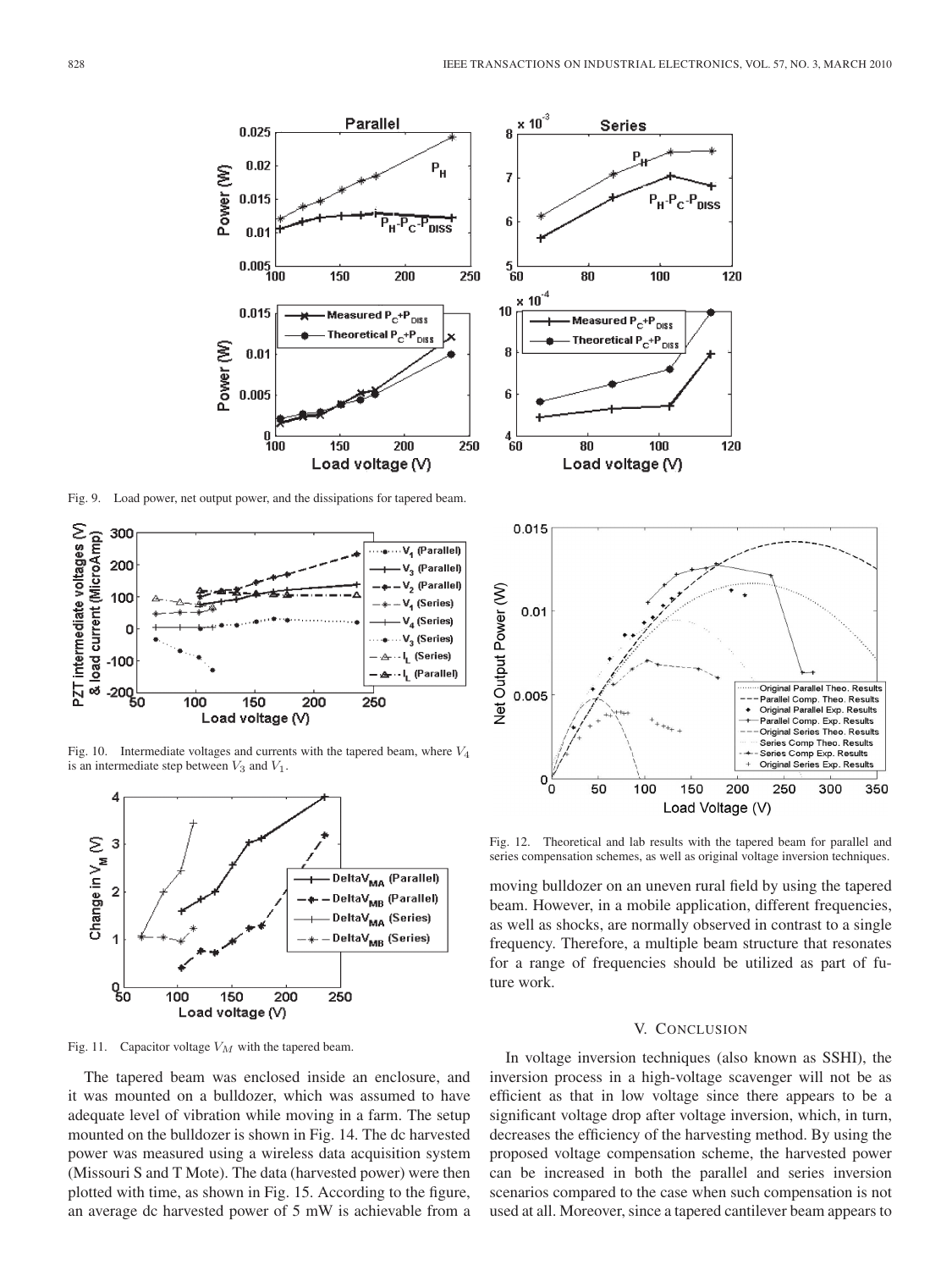Fig. 9. Load power, net output power, and the dissipations for tapered beam.

Fig. 10. Intermediate voltages and currents with the tapered beam, where $V_4$ is an intermediate step between $V_3$ and $V_1$.

Fig. 11. Capacitor voltage $V_M$ with the tapered beam.

The tapered beam was enclosed inside an enclosure, and it was mounted on a bulldozer, which was assumed to have adequate level of vibration while moving in a farm. The setup mounted on the bulldozer is shown in Fig. 14. The dc harvested power was measured using a wireless data acquisition system (Missouri S and T Mote). The data (harvested power) were then plotted with time, as shown in Fig. 15. According to the figure, an average dc harvested power of 5 mW is achievable from a moving bulldozer on an uneven rural field by using the tapered beam. However, in a mobile application, different frequencies, as well as shocks, are normally observed in contrast to a single frequency. Therefore, a multiple beam structure that resonates for a range of frequencies should be utilized as part of future work.

Fig. 12. Theoretical and lab results with the tapered beam for parallel and series compensation schemes, as well as original voltage inversion techniques.

## V. Conclusion

In voltage inversion techniques (also known as SSHI), the inversion process in a high-voltage scavenger will not be as efficient as that in low voltage since there appears to be a significant voltage drop after voltage inversion, which, in turn, decreases the efficiency of the harvesting method. By using the proposed voltage compensation scheme, the harvested power can be increased in both the parallel and series inversion scenarios compared to the case when such compensation is not used at all. Moreover, since a tapered cantilever beam appears to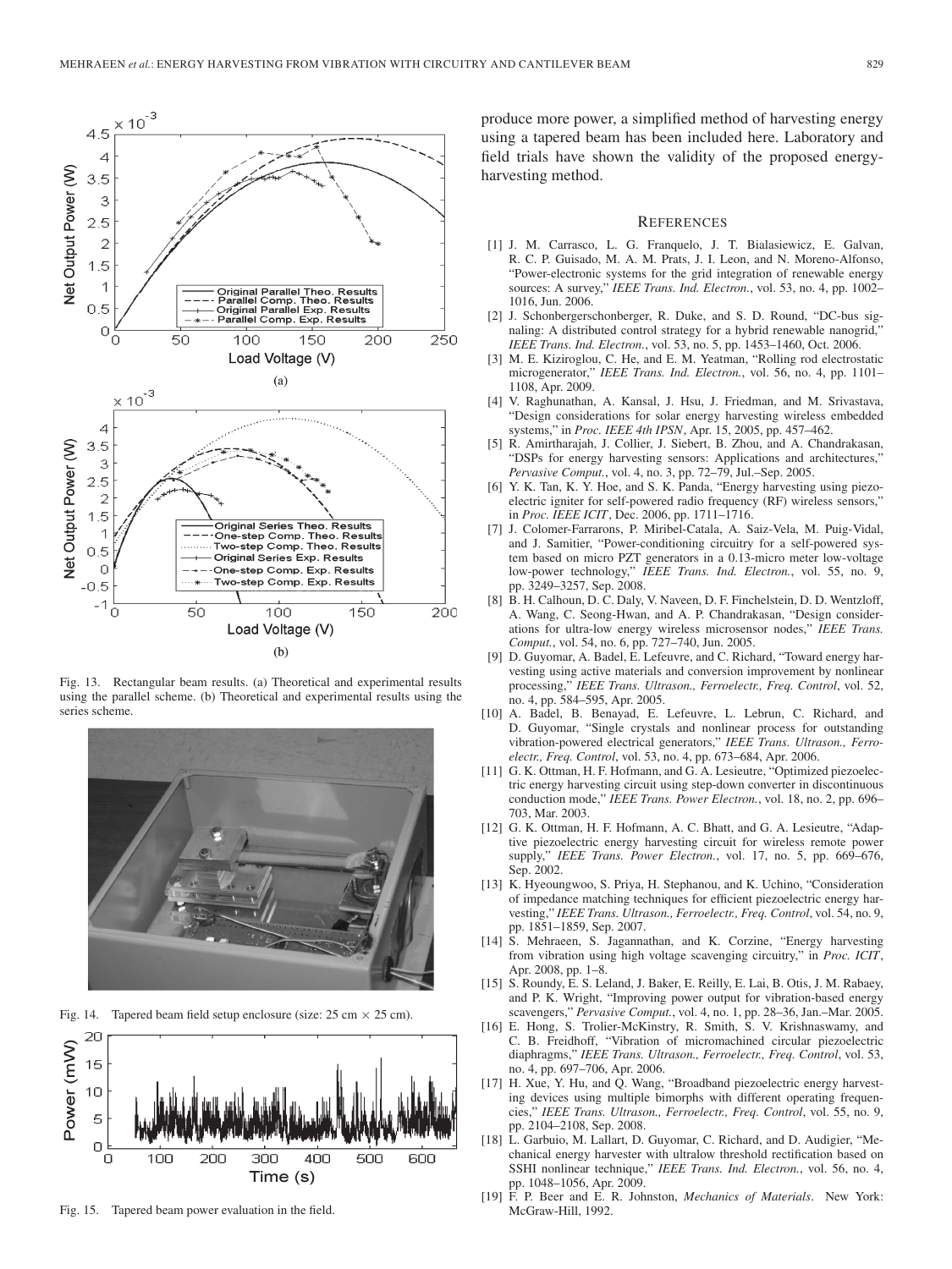produce more power, a simplified method of harvesting energy using a tapered beam has been included here. Laboratory and field trials have shown the validity of the proposed energy-harvesting method.

Fig. 13. Rectangular beam results. (a) Theoretical and experimental results using the parallel scheme. (b) Theoretical and experimental results using the series scheme.

Fig. 14. Tapered beam field setup enclosure (size: 25 cm × 25 cm).

Fig. 15. Tapered beam power evaluation in the field.

## References

[1] J. M. Carrasco, L. G. Franquelo, J. T. Bialasiewicz, E. Galvan, R. C. P. Guisado, M. A. M. Prats, J. I. Leon, and N. Moreno-Alfonso, "Power-electronic systems for the grid integration of renewable energy sources: A survey," *IEEE Trans. Ind. Electron.*, vol. 53, no. 4, pp. 1002–1016, Jun. 2006.

[2] J. Schonbergerschonberger, R. Duke, and S. D. Round, "DC-bus signaling: A distributed control strategy for a hybrid renewable nanogrid," *IEEE Trans. Ind. Electron.*, vol. 53, no. 5, pp. 1453–1460, Oct. 2006.

[3] M. E. Kiziroglou, C. He, and E. M. Yeatman, "Rolling rod electrostatic microgenerator," *IEEE Trans. Ind. Electron.*, vol. 56, no. 4, pp. 1101–1108, Apr. 2009.

[4] V. Raghunathan, A. Kansal, J. Hsu, J. Friedman, and M. Srivastava, "Design considerations for solar energy harvesting wireless embedded systems," in *Proc. IEEE 4th IPSN*, Apr. 15, 2005, pp. 457–462.

[5] R. Amirtharajah, J. Collier, J. Siebert, B. Zhou, and A. Chandrakasan, "DSPs for energy harvesting sensors: Applications and architectures," *Pervasive Comput.*, vol. 4, no. 3, pp. 72–79, Jul.–Sep. 2005.

[6] Y. K. Tan, K. Y. Hoe, and S. K. Panda, "Energy harvesting using piezoelectric igniter for self-powered radio frequency (RF) wireless sensors," in *Proc. IEEE ICIT*, Dec. 2006, pp. 1711–1716.

[7] J. Colomer-Farrarons, P. Miribel-Catala, A. Saiz-Vela, M. Puig-Vidal, and J. Samitier, "Power-conditioning circuitry for a self-powered system based on micro PZT generators in a 0.13-micro meter low-voltage low-power technology," *IEEE Trans. Ind. Electron.*, vol. 55, no. 9, pp. 3249–3257, Sep. 2008.

[8] B. H. Calhoun, D. C. Daly, V. Naveen, D. F. Finchelstein, D. D. Wentzloff, A. Wang, C. Seong-Hwan, and A. P. Chandrakasan, "Design considerations for ultra-low energy wireless microsensor nodes," *IEEE Trans. Comput.*, vol. 54, no. 6, pp. 727–740, Jun. 2005.

[9] D. Guyomar, A. Badel, E. Lefeuvre, and C. Richard, "Toward energy harvesting using active materials and conversion improvement by nonlinear processing," *IEEE Trans. Ultrason., Ferroelectr., Freq. Control*, vol. 52, no. 4, pp. 584–595, Apr. 2005.

[10] A. Badel, B. Benayad, E. Lefeuvre, L. Lebrun, C. Richard, and D. Guyomar, "Single crystals and nonlinear process for outstanding vibration-powered electrical generators," *IEEE Trans. Ultrason., Ferroelectr., Freq. Control*, vol. 53, no. 4, pp. 673–684, Apr. 2006.

[11] G. K. Ottman, H. F. Hofmann, and G. A. Lesieutre, "Optimized piezoelectric energy harvesting circuit using step-down converter in discontinuous conduction mode," *IEEE Trans. Power Electron.*, vol. 18, no. 2, pp. 696–703, Mar. 2003.

[12] G. K. Ottman, H. F. Hofmann, A. C. Bhatt, and G. A. Lesieutre, "Adaptive piezoelectric energy harvesting circuit for wireless remote power supply," *IEEE Trans. Power Electron.*, vol. 17, no. 5, pp. 669–676, Sep. 2002.

[13] K. Hyeoungwoo, S. Priya, H. Stephanou, and K. Uchino, "Consideration of impedance matching techniques for efficient piezoelectric energy harvesting," *IEEE Trans. Ultrason., Ferroelectr., Freq. Control*, vol. 54, no. 9, pp. 1851–1859, Sep. 2007.

[14] S. Mehraeen, S. Jagannathan, and K. Corzine, "Energy harvesting from vibration using high voltage scavenging circuitry," in *Proc. ICIT*, Apr. 2008, pp. 1–8.

[15] S. Roundy, E. S. Leland, J. Baker, E. Reilly, E. Lai, B. Otis, J. M. Rabaey, and P. K. Wright, "Improving power output for vibration-based energy scavengers," *Pervasive Comput.*, vol. 4, no. 1, pp. 28–36, Jan.–Mar. 2005.

[16] E. Hong, S. Trolier-McKinstry, R. Smith, S. V. Krishnaswamy, and C. B. Freidhoff, "Vibration of micromachined circular piezoelectric diaphragms," *IEEE Trans. Ultrason., Ferroelectr., Freq. Control*, vol. 53, no. 4, pp. 697–706, Apr. 2006.

[17] H. Xue, Y. Hu, and Q. Wang, "Broadband piezoelectric energy harvesting devices using multiple bimorphs with different operating frequencies," *IEEE Trans. Ultrason., Ferroelectr., Freq. Control*, vol. 55, no. 9, pp. 2104–2108, Sep. 2008.

[18] L. Garbuio, M. Lallart, D. Guyomar, C. Richard, and D. Audigier, "Mechanical energy harvester with ultralow threshold rectification based on SSHI nonlinear technique," *IEEE Trans. Ind. Electron.*, vol. 56, no. 4, pp. 1048–1056, Apr. 2009.

[19] F. P. Beer and E. R. Johnston, *Mechanics of Materials*. New York: McGraw-Hill, 1992.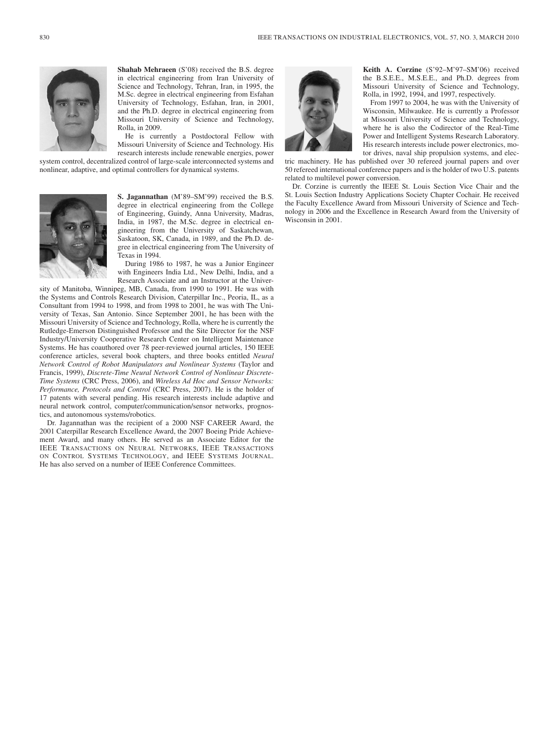**Shahab Mehraeen** (S'08) received the B.S. degree in electrical engineering from Iran University of Science and Technology, Tehran, Iran, in 1995, the M.Sc. degree in electrical engineering from Esfahan University of Technology, Esfahan, Iran, in 2001, and the Ph.D. degree in electrical engineering from Missouri University of Science and Technology, Rolla, in 2009.

He is currently a Postdoctoral Fellow with Missouri University of Science and Technology. His research interests include renewable energies, power system control, decentralized control of large-scale interconnected systems and nonlinear, adaptive, and optimal controllers for dynamical systems.

**S. Jagannathan** (M'89–SM'99) received the B.S. degree in electrical engineering from the College of Engineering, Guindy, Anna University, Madras, India, in 1987, the M.Sc. degree in electrical engineering from the University of Saskatchewan, Saskatoon, SK, Canada, in 1989, and the Ph.D. degree in electrical engineering from The University of Texas in 1994.

During 1986 to 1987, he was a Junior Engineer with Engineers India Ltd., New Delhi, India, and a Research Associate and an Instructor at the University of Manitoba, Winnipeg, MB, Canada, from 1990 to 1991. He was with the Systems and Controls Research Division, Caterpillar Inc., Peoria, IL, as a Consultant from 1994 to 1998, and from 1998 to 2001, he was with The University of Texas, San Antonio. Since September 2001, he has been with the Missouri University of Science and Technology, Rolla, where he is currently the Rutledge-Emerson Distinguished Professor and the Site Director for the NSF Industry/University Cooperative Research Center on Intelligent Maintenance Systems. He has coauthored over 78 peer-reviewed journal articles, 150 IEEE conference articles, several book chapters, and three books entitled *Neural Network Control of Robot Manipulators and Nonlinear Systems* (Taylor and Francis, 1999), *Discrete-Time Neural Network Control of Nonlinear Discrete-Time Systems* (CRC Press, 2006), and *Wireless Ad Hoc and Sensor Networks: Performance, Protocols and Control* (CRC Press, 2007). He is the holder of 17 patents with several pending. His research interests include adaptive and neural network control, computer/communication/sensor networks, prognostics, and autonomous systems/robotics.

Dr. Jagannathan was the recipient of a 2000 NSF CAREER Award, the 2001 Caterpillar Research Excellence Award, the 2007 Boeing Pride Achievement Award, and many others. He served as an Associate Editor for the IEEE TRANSACTIONS ON NEURAL NETWORKS, IEEE TRANSACTIONS ON CONTROL SYSTEMS TECHNOLOGY, and IEEE SYSTEMS JOURNAL. He has also served on a number of IEEE Conference Committees.

**Keith A. Corzine** (S'92–M'97–SM'06) received the B.S.E.E., M.S.E.E., and Ph.D. degrees from Missouri University of Science and Technology, Rolla, in 1992, 1994, and 1997, respectively.

From 1997 to 2004, he was with the University of Wisconsin, Milwaukee. He is currently a Professor at Missouri University of Science and Technology, where he is also the Codirector of the Real-Time Power and Intelligent Systems Research Laboratory. His research interests include power electronics, motor drives, naval ship propulsion systems, and electric machinery. He has published over 30 refereed journal papers and over 50 refereed international conference papers and is the holder of two U.S. patents related to multilevel power conversion.

Dr. Corzine is currently the IEEE St. Louis Section Vice Chair and the St. Louis Section Industry Applications Society Chapter Cochair. He received the Faculty Excellence Award from Missouri University of Science and Technology in 2006 and the Excellence in Research Award from the University of Wisconsin in 2001.